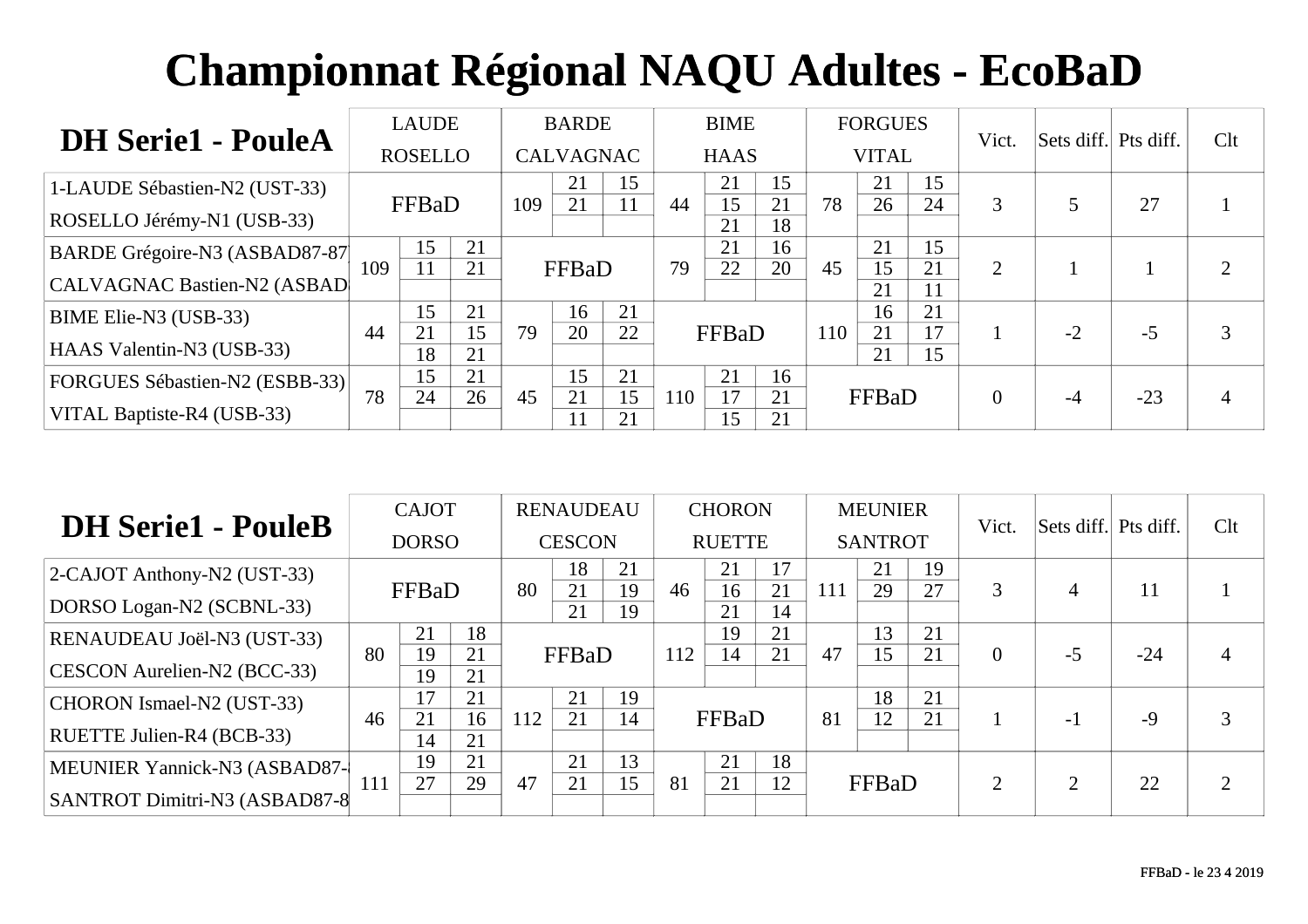# Championnat Régional NAQU Adultes - EcoBaD

## DH Serie1 - PouleA

| | LAUDE ROSELLO | | | BARDE CALVAGNAC | | | BIME HAAS | | | FORGUES VITAL | | | Vict. | Sets diff. | Pts diff. | Clt |
|---|---|---|---|---|---|---|---|---|---|---|---|---|---|---|---|---|
| 1-LAUDE Sébastien-N2 (UST-33) / ROSELLO Jérémy-N1 (USB-33) | FFBaD | | | 109 | 21 | 15 | 44 | 21 | 15 | 78 | 21 | 15 | 3 | 5 | 27 | 1 |
| | | | | | 21 | 11 | | 15 | 21 | | 26 | 24 | | | | |
| | | | | | | | | 21 | 18 | | | | | | | |
| BARDE Grégoire-N3 (ASBAD87-87) / CALVAGNAC Bastien-N2 (ASBAD | 109 | 15 | 21 | FFBaD | | | 79 | 21 | 16 | 45 | 21 | 15 | 2 | 1 | 1 | 2 |
| | | 11 | 21 | | | | | 22 | 20 | | 15 | 21 | | | | |
| | | | | | | | | | | | 21 | 11 | | | | |
| BIME Elie-N3 (USB-33) / HAAS Valentin-N3 (USB-33) | 44 | 15 | 21 | 79 | 16 | 21 | FFBaD | | | 110 | 16 | 21 | 1 | -2 | -5 | 3 |
| | | 21 | 15 | | 20 | 22 | | | | | 21 | 17 | | | | |
| | | 18 | 21 | | | | | | | | 21 | 15 | | | | |
| FORGUES Sébastien-N2 (ESBB-33) / VITAL Baptiste-R4 (USB-33) | 78 | 15 | 21 | 45 | 15 | 21 | 110 | 21 | 16 | FFBaD | | | 0 | -4 | -23 | 4 |
| | | 24 | 26 | | 21 | 15 | | 17 | 21 | | | | | | | |
| | | | | | 11 | 21 | | 15 | 21 | | | | | | | |

## DH Serie1 - PouleB

| | CAJOT DORSO | | | RENAUDEAU CESCON | | | CHORON RUETTE | | | MEUNIER SANTROT | | | Vict. | Sets diff. | Pts diff. | Clt |
|---|---|---|---|---|---|---|---|---|---|---|---|---|---|---|---|---|
| 2-CAJOT Anthony-N2 (UST-33) / DORSO Logan-N2 (SCBNL-33) | FFBaD | | | 80 | 18 | 21 | 46 | 21 | 17 | 111 | 21 | 19 | 3 | 4 | 11 | 1 |
| | | | | | 21 | 19 | | 16 | 21 | | 29 | 27 | | | | |
| | | | | | 21 | 19 | | 21 | 14 | | | | | | | |
| RENAUDEAU Joël-N3 (UST-33) / CESCON Aurelien-N2 (BCC-33) | 80 | 21 | 18 | FFBaD | | | 112 | 19 | 21 | 47 | 13 | 21 | 0 | -5 | -24 | 4 |
| | | 19 | 21 | | | | | 14 | 21 | | 15 | 21 | | | | |
| | | 19 | 21 | | | | | | | | | | | | | |
| CHORON Ismael-N2 (UST-33) / RUETTE Julien-R4 (BCB-33) | 46 | 17 | 21 | 112 | 21 | 19 | FFBaD | | | 81 | 18 | 21 | 1 | -1 | -9 | 3 |
| | | 21 | 16 | | 21 | 14 | | | | | 12 | 21 | | | | |
| | | 14 | 21 | | | | | | | | | | | | | |
| MEUNIER Yannick-N3 (ASBAD87- / SANTROT Dimitri-N3 (ASBAD87-8 | 111 | 19 | 21 | 47 | 21 | 13 | 81 | 21 | 18 | FFBaD | | | 2 | 2 | 22 | 2 |
| | | 27 | 29 | | 21 | 15 | | 21 | 12 | | | | | | | |
| | | | | | | | | | | | | | | | | |

FFBaD - le 23 4 2019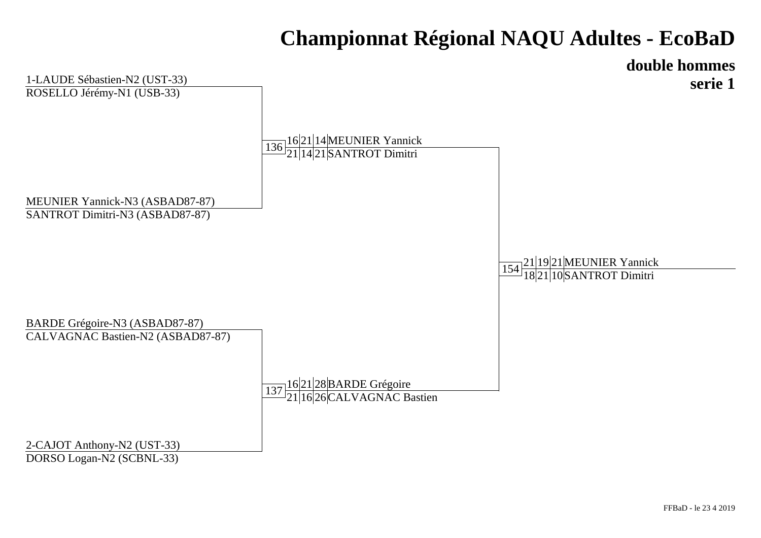# Championnat Régional NAQU Adultes - EcoBaD

## double hommes
## serie 1

**Premier tour**

- 1-LAUDE Sébastien-N2 (UST-33) / ROSELLO Jérémy-N1 (USB-33)
- MEUNIER Yannick-N3 (ASBAD87-87) / SANTROT Dimitri-N3 (ASBAD87-87)
- BARDE Grégoire-N3 (ASBAD87-87) / CALVAGNAC Bastien-N2 (ASBAD87-87)
- 2-CAJOT Anthony-N2 (UST-33) / DORSO Logan-N2 (SCBNL-33)

**Match 136** — Vainqueurs : MEUNIER Yannick / SANTROT Dimitri

| 16 | 21 | 14 |
|---|---|---|
| 21 | 14 | 21 |

**Match 137** — Vainqueurs : BARDE Grégoire / CALVAGNAC Bastien

| 16 | 21 | 28 |
|---|---|---|
| 21 | 16 | 26 |

**Match 154** — Vainqueurs : MEUNIER Yannick / SANTROT Dimitri

| 21 | 19 | 21 |
|---|---|---|
| 18 | 21 | 10 |

FFBaD - le 23 4 2019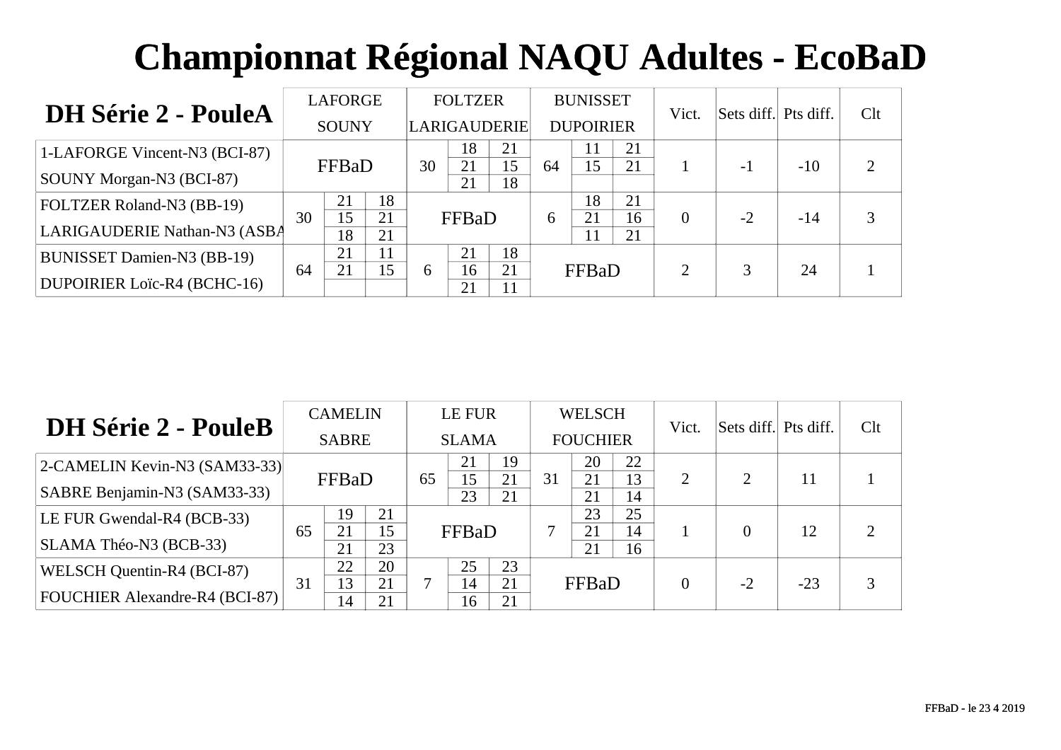# Championnat Régional NAQU Adultes - EcoBaD

| DH Série 2 - PouleA | LAFORGE SOUNY | | | FOLTZER LARIGAUDERIE | | | BUNISSET DUPOIRIER | | | Vict. | Sets diff. | Pts diff. | Clt |
|---|---|---|---|---|---|---|---|---|---|---|---|---|---|
| 1-LAFORGE Vincent-N3 (BCI-87) SOUNY Morgan-N3 (BCI-87) | FFBaD | | | 30 | 18 / 21 / 21 | 21 / 15 / 18 | 64 | 11 / 15 | 21 / 21 | 1 | -1 | -10 | 2 |
| FOLTZER Roland-N3 (BB-19) LARIGAUDERIE Nathan-N3 (ASBA | 30 | 21 / 15 / 18 | 18 / 21 / 21 | FFBaD | | | 6 | 18 / 21 / 11 | 21 / 16 / 21 | 0 | -2 | -14 | 3 |
| BUNISSET Damien-N3 (BB-19) DUPOIRIER Loïc-R4 (BCHC-16) | 64 | 21 / 21 | 11 / 15 | 6 | 21 / 16 / 21 | 18 / 21 / 11 | FFBaD | | | 2 | 3 | 24 | 1 |

| DH Série 2 - PouleB | CAMELIN SABRE | | | LE FUR SLAMA | | | WELSCH FOUCHIER | | | Vict. | Sets diff. | Pts diff. | Clt |
|---|---|---|---|---|---|---|---|---|---|---|---|---|---|
| 2-CAMELIN Kevin-N3 (SAM33-33) SABRE Benjamin-N3 (SAM33-33) | FFBaD | | | 65 | 21 / 15 / 23 | 19 / 21 / 21 | 31 | 20 / 21 / 21 | 22 / 13 / 14 | 2 | 2 | 11 | 1 |
| LE FUR Gwendal-R4 (BCB-33) SLAMA Théo-N3 (BCB-33) | 65 | 19 / 21 / 21 | 21 / 15 / 23 | FFBaD | | | 7 | 23 / 21 / 21 | 25 / 14 / 16 | 1 | 0 | 12 | 2 |
| WELSCH Quentin-R4 (BCI-87) FOUCHIER Alexandre-R4 (BCI-87) | 31 | 22 / 13 / 14 | 20 / 21 / 21 | 7 | 25 / 14 / 16 | 23 / 21 / 21 | FFBaD | | | 0 | -2 | -23 | 3 |

FFBaD - le 23 4 2019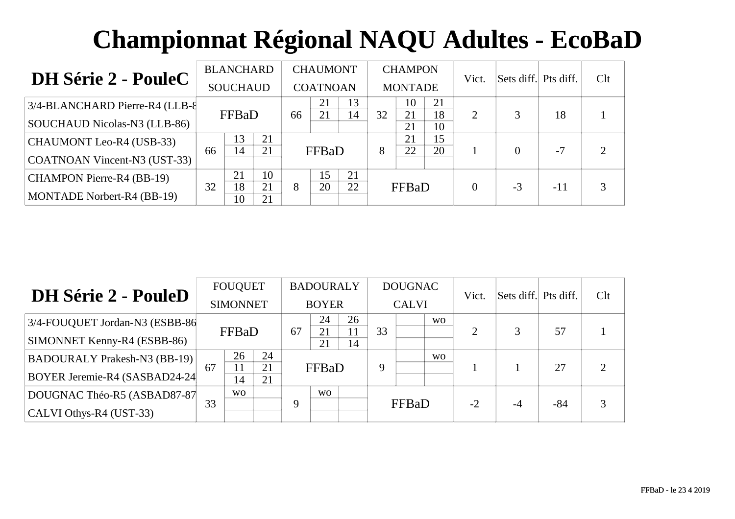# Championnat Régional NAQU Adultes - EcoBaD

## DH Série 2 - PouleC

| DH Série 2 - PouleC | BLANCHARD SOUCHAUD | | | CHAUMONT COATNOAN | | | CHAMPON MONTADE | | | Vict. | Sets diff. | Pts diff. | Clt |
|---|---|---|---|---|---|---|---|---|---|---|---|---|---|
| 3/4-BLANCHARD Pierre-R4 (LLB-8 | FFBaD | | | 66 | 21 | 13 | 32 | 10 | 21 | 2 | 3 | 18 | 1 |
| SOUCHAUD Nicolas-N3 (LLB-86) | | | | | 21 | 14 | | 21 | 18 | | | | |
| | | | | | | | | 21 | 10 | | | | |
| CHAUMONT Leo-R4 (USB-33) | 66 | 13 | 21 | FFBaD | | | 8 | 21 | 15 | 1 | 0 | -7 | 2 |
| COATNOAN Vincent-N3 (UST-33) | | 14 | 21 | | | | | 22 | 20 | | | | |
| | | | | | | | | | | | | | |
| CHAMPON Pierre-R4 (BB-19) | 32 | 21 | 10 | 8 | 15 | 21 | FFBaD | | | 0 | -3 | -11 | 3 |
| MONTADE Norbert-R4 (BB-19) | | 18 | 21 | | 20 | 22 | | | | | | | |
| | | 10 | 21 | | | | | | | | | | |

## DH Série 2 - PouleD

| DH Série 2 - PouleD | FOUQUET SIMONNET | | | BADOURALY BOYER | | | DOUGNAC CALVI | | | Vict. | Sets diff. | Pts diff. | Clt |
|---|---|---|---|---|---|---|---|---|---|---|---|---|---|
| 3/4-FOUQUET Jordan-N3 (ESBB-86 | FFBaD | | | 67 | 24 | 26 | 33 | | wo | 2 | 3 | 57 | 1 |
| SIMONNET Kenny-R4 (ESBB-86) | | | | | 21 | 11 | | | | | | | |
| | | | | | 21 | 14 | | | | | | | |
| BADOURALY Prakesh-N3 (BB-19) | 67 | 26 | 24 | FFBaD | | | 9 | | wo | 1 | 1 | 27 | 2 |
| BOYER Jeremie-R4 (SASBAD24-24 | | 11 | 21 | | | | | | | | | | |
| | | 14 | 21 | | | | | | | | | | |
| DOUGNAC Théo-R5 (ASBAD87-87 | 33 | wo | | 9 | wo | | FFBaD | | | -2 | -4 | -84 | 3 |
| CALVI Othys-R4 (UST-33) | | | | | | | | | | | | | |
| | | | | | | | | | | | | | |

FFBaD - le 23 4 2019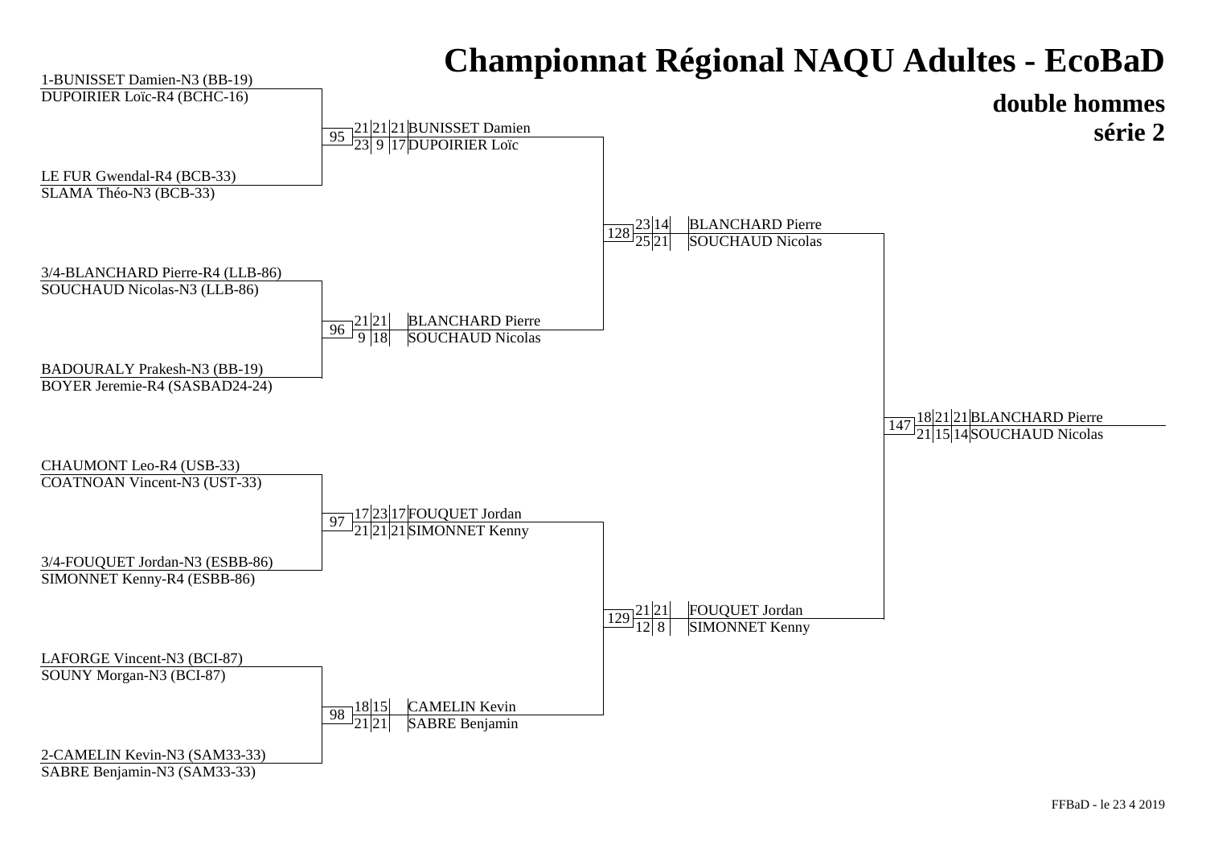# Championnat Régional NAQU Adultes - EcoBaD

## double hommes
## série 2

### Premier tour

| Match | Paire 1 | Paire 2 | Scores | Vainqueurs |
|---|---|---|---|---|
| 95 | 1-BUNISSET Damien-N3 (BB-19) / DUPOIRIER Loïc-R4 (BCHC-16) | LE FUR Gwendal-R4 (BCB-33) / SLAMA Théo-N3 (BCB-33) | 21-23, 21-9, 21-17 | BUNISSET Damien / DUPOIRIER Loïc |
| 96 | 3/4-BLANCHARD Pierre-R4 (LLB-86) / SOUCHAUD Nicolas-N3 (LLB-86) | BADOURALY Prakesh-N3 (BB-19) / BOYER Jeremie-R4 (SASBAD24-24) | 21-9, 21-18 | BLANCHARD Pierre / SOUCHAUD Nicolas |
| 97 | CHAUMONT Leo-R4 (USB-33) / COATNOAN Vincent-N3 (UST-33) | 3/4-FOUQUET Jordan-N3 (ESBB-86) / SIMONNET Kenny-R4 (ESBB-86) | 17-21, 23-21, 17-21 | FOUQUET Jordan / SIMONNET Kenny |
| 98 | LAFORGE Vincent-N3 (BCI-87) / SOUNY Morgan-N3 (BCI-87) | 2-CAMELIN Kevin-N3 (SAM33-33) / SABRE Benjamin-N3 (SAM33-33) | 18-21, 15-21 | CAMELIN Kevin / SABRE Benjamin |

### Demi-finales

| Match | Scores | Vainqueurs |
|---|---|---|
| 128 | 23-25, 14-21 | BLANCHARD Pierre / SOUCHAUD Nicolas |
| 129 | 21-12, 21-8 | FOUQUET Jordan / SIMONNET Kenny |

### Finale

| Match | Scores | Vainqueurs |
|---|---|---|
| 147 | 18-21, 21-15, 21-14 | BLANCHARD Pierre / SOUCHAUD Nicolas |

FFBaD - le 23 4 2019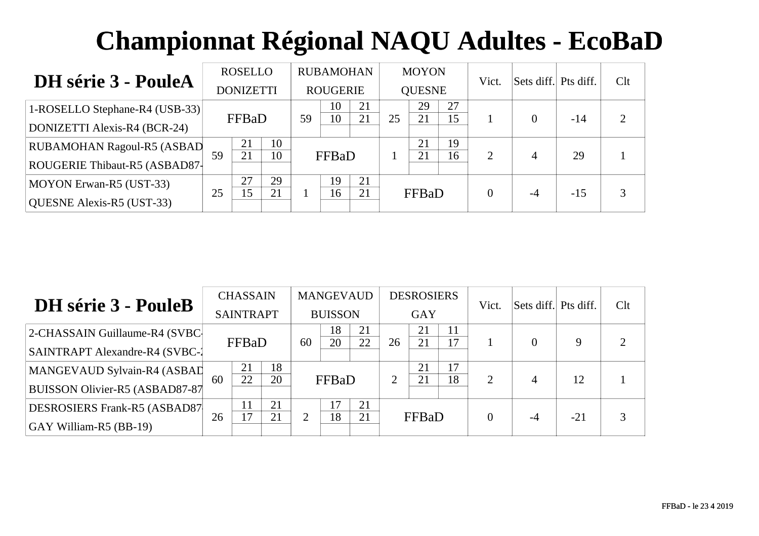# Championnat Régional NAQU Adultes - EcoBaD

## DH série 3 - PouleA

| | ROSELLO DONIZETTI | | | RUBAMOHAN ROUGERIE | | | MOYON QUESNE | | | Vict. | Sets diff. | Pts diff. | Clt |
|---|---|---|---|---|---|---|---|---|---|---|---|---|---|
| 1-ROSELLO Stephane-R4 (USB-33) / DONIZETTI Alexis-R4 (BCR-24) | FFBaD | | | 59 | 10 / 10 | 21 / 21 | 25 | 29 / 21 | 27 / 15 | 1 | 0 | -14 | 2 |
| RUBAMOHAN Ragoul-R5 (ASBAD / ROUGERIE Thibaut-R5 (ASBAD87- | 59 | 21 / 21 | 10 / 10 | FFBaD | | | 1 | 21 / 21 | 19 / 16 | 2 | 4 | 29 | 1 |
| MOYON Erwan-R5 (UST-33) / QUESNE Alexis-R5 (UST-33) | 25 | 27 / 15 | 29 / 21 | 1 | 19 / 16 | 21 / 21 | FFBaD | | | 0 | -4 | -15 | 3 |

## DH série 3 - PouleB

| | CHASSAIN SAINTRAPT | | | MANGEVAUD BUISSON | | | DESROSIERS GAY | | | Vict. | Sets diff. | Pts diff. | Clt |
|---|---|---|---|---|---|---|---|---|---|---|---|---|---|
| 2-CHASSAIN Guillaume-R4 (SVBC- / SAINTRAPT Alexandre-R4 (SVBC-2 | FFBaD | | | 60 | 18 / 20 | 21 / 22 | 26 | 21 / 21 | 11 / 17 | 1 | 0 | 9 | 2 |
| MANGEVAUD Sylvain-R4 (ASBAD / BUISSON Olivier-R5 (ASBAD87-87 | 60 | 21 / 22 | 18 / 20 | FFBaD | | | 2 | 21 / 21 | 17 / 18 | 2 | 4 | 12 | 1 |
| DESROSIERS Frank-R5 (ASBAD87- / GAY William-R5 (BB-19) | 26 | 11 / 17 | 21 / 21 | 2 | 17 / 18 | 21 / 21 | FFBaD | | | 0 | -4 | -21 | 3 |

FFBaD - le 23 4 2019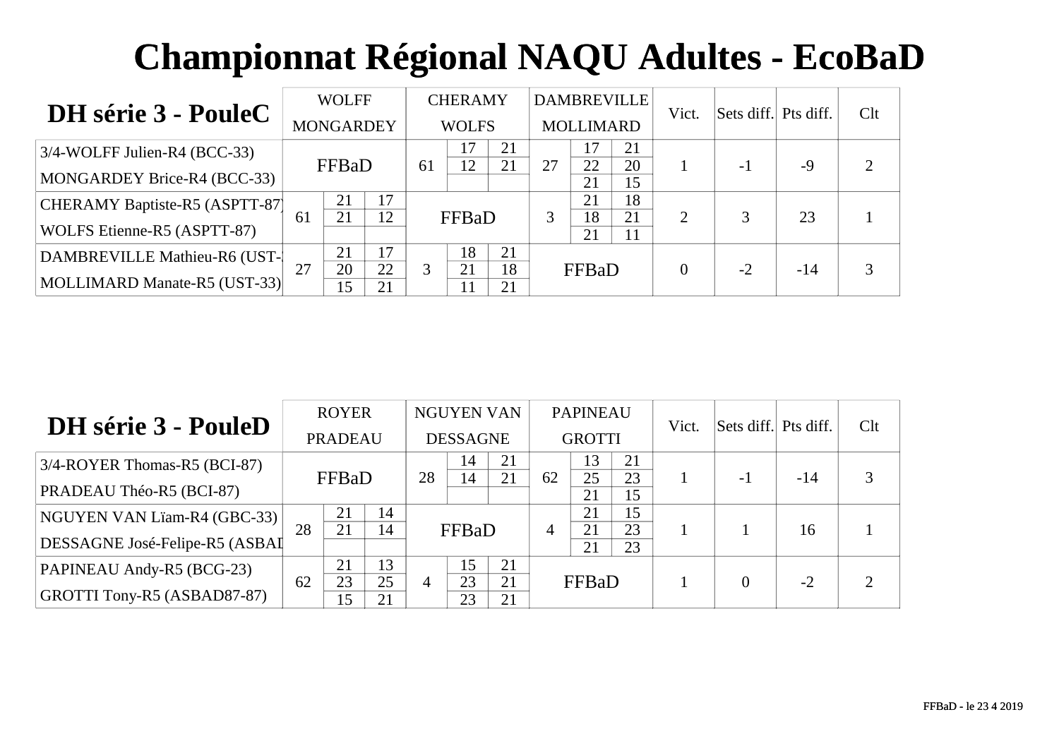# Championnat Régional NAQU Adultes - EcoBaD

## DH série 3 - PouleC

| | WOLFF MONGARDEY | | | CHERAMY WOLFS | | | DAMBREVILLE MOLLIMARD | | | Vict. | Sets diff. | Pts diff. | Clt |
|---|---|---|---|---|---|---|---|---|---|---|---|---|---|
| 3/4-WOLFF Julien-R4 (BCC-33) MONGARDEY Brice-R4 (BCC-33) | FFBaD | | | 61 | 17 | 21 | 27 | 17 | 21 | 1 | -1 | -9 | 2 |
| | | | | | 12 | 21 | | 22 | 20 | | | | |
| | | | | | | | | 21 | 15 | | | | |
| CHERAMY Baptiste-R5 (ASPTT-87) WOLFS Etienne-R5 (ASPTT-87) | 61 | 21 | 17 | FFBaD | | | 3 | 21 | 18 | 2 | 3 | 23 | 1 |
| | | 21 | 12 | | | | | 18 | 21 | | | | |
| | | | | | | | | 21 | 11 | | | | |
| DAMBREVILLE Mathieu-R6 (UST-3 MOLLIMARD Manate-R5 (UST-33) | 27 | 21 | 17 | 3 | 18 | 21 | FFBaD | | | 0 | -2 | -14 | 3 |
| | | 20 | 22 | | 21 | 18 | | | | | | | |
| | | 15 | 21 | | 11 | 21 | | | | | | | |

## DH série 3 - PouleD

| | ROYER PRADEAU | | | NGUYEN VAN DESSAGNE | | | PAPINEAU GROTTI | | | Vict. | Sets diff. | Pts diff. | Clt |
|---|---|---|---|---|---|---|---|---|---|---|---|---|---|
| 3/4-ROYER Thomas-R5 (BCI-87) PRADEAU Théo-R5 (BCI-87) | FFBaD | | | 28 | 14 | 21 | 62 | 13 | 21 | 1 | -1 | -14 | 3 |
| | | | | | 14 | 21 | | 25 | 23 | | | | |
| | | | | | | | | 21 | 15 | | | | |
| NGUYEN VAN Lïam-R4 (GBC-33) DESSAGNE José-Felipe-R5 (ASBAD | 28 | 21 | 14 | FFBaD | | | 4 | 21 | 15 | 1 | 1 | 16 | 1 |
| | | 21 | 14 | | | | | 21 | 23 | | | | |
| | | | | | | | | 21 | 23 | | | | |
| PAPINEAU Andy-R5 (BCG-23) GROTTI Tony-R5 (ASBAD87-87) | 62 | 21 | 13 | 4 | 15 | 21 | FFBaD | | | 1 | 0 | -2 | 2 |
| | | 23 | 25 | | 23 | 21 | | | | | | | |
| | | 15 | 21 | | 23 | 21 | | | | | | | |

FFBaD - le 23 4 2019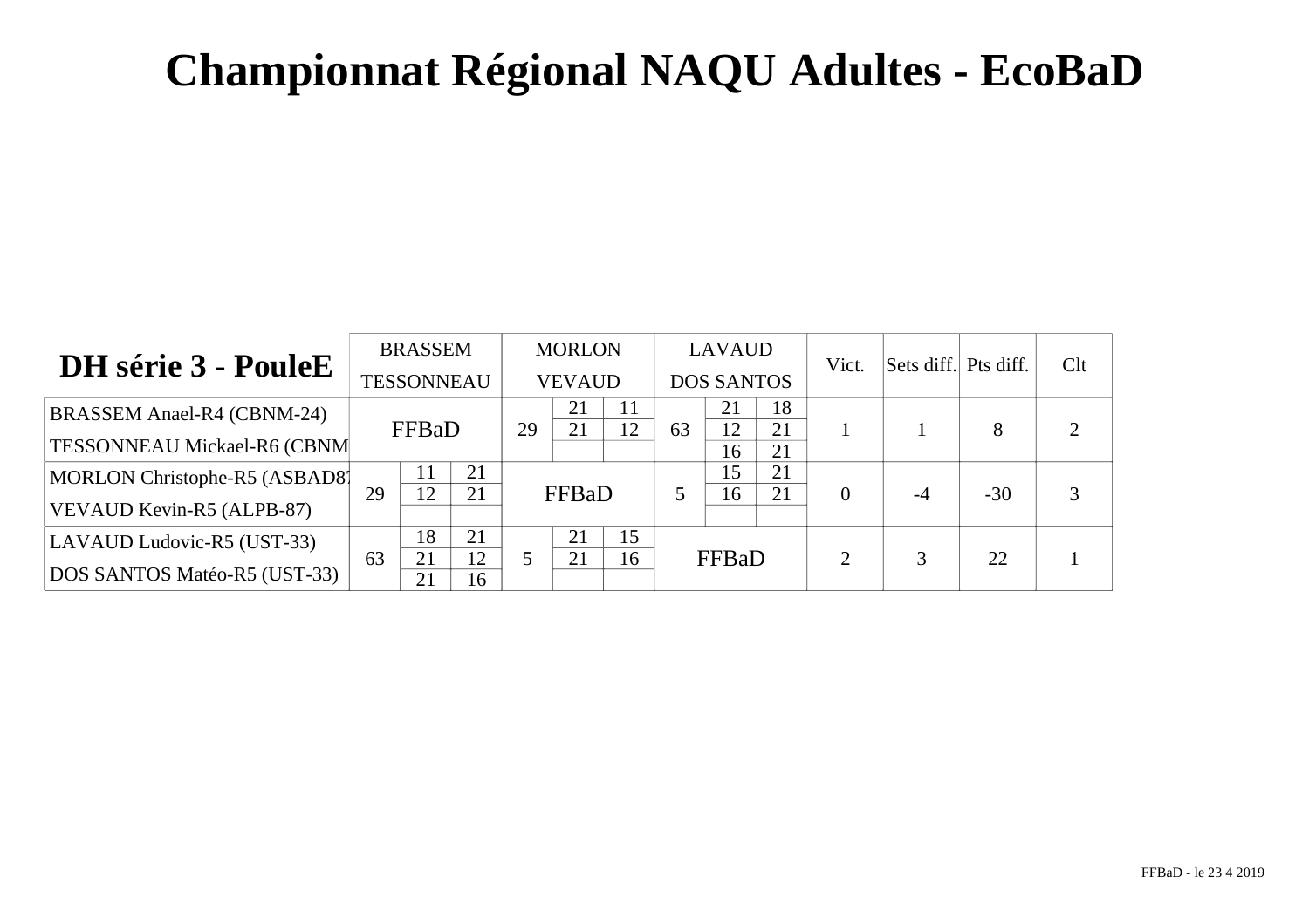# Championnat Régional NAQU Adultes - EcoBaD

## DH série 3 - PouleE

| | BRASSEM TESSONNEAU | | | MORLON VEVAUD | | | LAVAUD DOS SANTOS | | | Vict. | Sets diff. | Pts diff. | Clt |
|---|---|---|---|---|---|---|---|---|---|---|---|---|---|
| BRASSEM Anael-R4 (CBNM-24) TESSONNEAU Mickael-R6 (CBNM | FFBaD | | | 29 | 21 / 21 | 11 / 12 | 63 | 21 / 12 / 16 | 18 / 21 / 21 | 1 | 1 | 8 | 2 |
| MORLON Christophe-R5 (ASBAD87 VEVAUD Kevin-R5 (ALPB-87) | 29 | 11 / 12 | 21 / 21 | FFBaD | | | 5 | 15 / 16 | 21 / 21 | 0 | -4 | -30 | 3 |
| LAVAUD Ludovic-R5 (UST-33) DOS SANTOS Matéo-R5 (UST-33) | 63 | 18 / 21 / 21 | 21 / 12 / 16 | 5 | 21 / 21 | 15 / 16 | FFBaD | | | 2 | 3 | 22 | 1 |

FFBaD - le 23 4 2019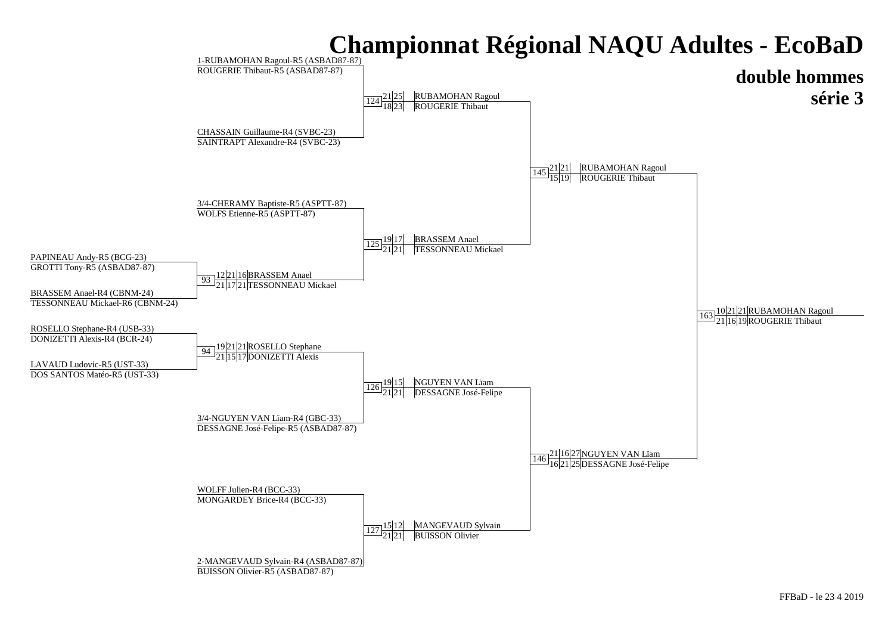# Championnat Régional NAQU Adultes - EcoBaD

## double hommes

## série 3

**Premier tour**

| Match | Équipe 1 | Équipe 2 | Scores | Vainqueur |
|---|---|---|---|---|
| 93 | PAPINEAU Andy-R5 (BCG-23) / GROTTI Tony-R5 (ASBAD87-87) | BRASSEM Anael-R4 (CBNM-24) / TESSONNEAU Mickael-R6 (CBNM-24) | 12-21, 21-17, 16-21 | BRASSEM Anael / TESSONNEAU Mickael |
| 94 | ROSELLO Stephane-R4 (USB-33) / DONIZETTI Alexis-R4 (BCR-24) | LAVAUD Ludovic-R5 (UST-33) / DOS SANTOS Matéo-R5 (UST-33) | 19-21, 21-15, 21-17 | ROSELLO Stephane / DONIZETTI Alexis |

**Quarts de finale**

| Match | Équipe 1 | Équipe 2 | Scores | Vainqueur |
|---|---|---|---|---|
| 124 | 1-RUBAMOHAN Ragoul-R5 (ASBAD87-87) / ROUGERIE Thibaut-R5 (ASBAD87-87) | CHASSAIN Guillaume-R4 (SVBC-23) / SAINTRAPT Alexandre-R4 (SVBC-23) | 21-18, 25-23 | RUBAMOHAN Ragoul / ROUGERIE Thibaut |
| 125 | 3/4-CHERAMY Baptiste-R5 (ASPTT-87) / WOLFS Etienne-R5 (ASPTT-87) | BRASSEM Anael / TESSONNEAU Mickael | 19-21, 17-21 | BRASSEM Anael / TESSONNEAU Mickael |
| 126 | ROSELLO Stephane / DONIZETTI Alexis | 3/4-NGUYEN VAN Lïam-R4 (GBC-33) / DESSAGNE José-Felipe-R5 (ASBAD87-87) | 19-21, 15-21 | NGUYEN VAN Lïam / DESSAGNE José-Felipe |
| 127 | WOLFF Julien-R4 (BCC-33) / MONGARDEY Brice-R4 (BCC-33) | 2-MANGEVAUD Sylvain-R4 (ASBAD87-87) / BUISSON Olivier-R5 (ASBAD87-87) | 15-21, 12-21 | MANGEVAUD Sylvain / BUISSON Olivier |

**Demi-finales**

| Match | Équipe 1 | Équipe 2 | Scores | Vainqueur |
|---|---|---|---|---|
| 145 | RUBAMOHAN Ragoul / ROUGERIE Thibaut | BRASSEM Anael / TESSONNEAU Mickael | 21-15, 21-19 | RUBAMOHAN Ragoul / ROUGERIE Thibaut |
| 146 | NGUYEN VAN Lïam / DESSAGNE José-Felipe | MANGEVAUD Sylvain / BUISSON Olivier | 21-16, 16-21, 27-25 | NGUYEN VAN Lïam / DESSAGNE José-Felipe |

**Finale**

| Match | Équipe 1 | Équipe 2 | Scores | Vainqueur |
|---|---|---|---|---|
| 163 | RUBAMOHAN Ragoul / ROUGERIE Thibaut | NGUYEN VAN Lïam / DESSAGNE José-Felipe | 10-21, 21-16, 21-19 | RUBAMOHAN Ragoul / ROUGERIE Thibaut |

FFBaD - le 23 4 2019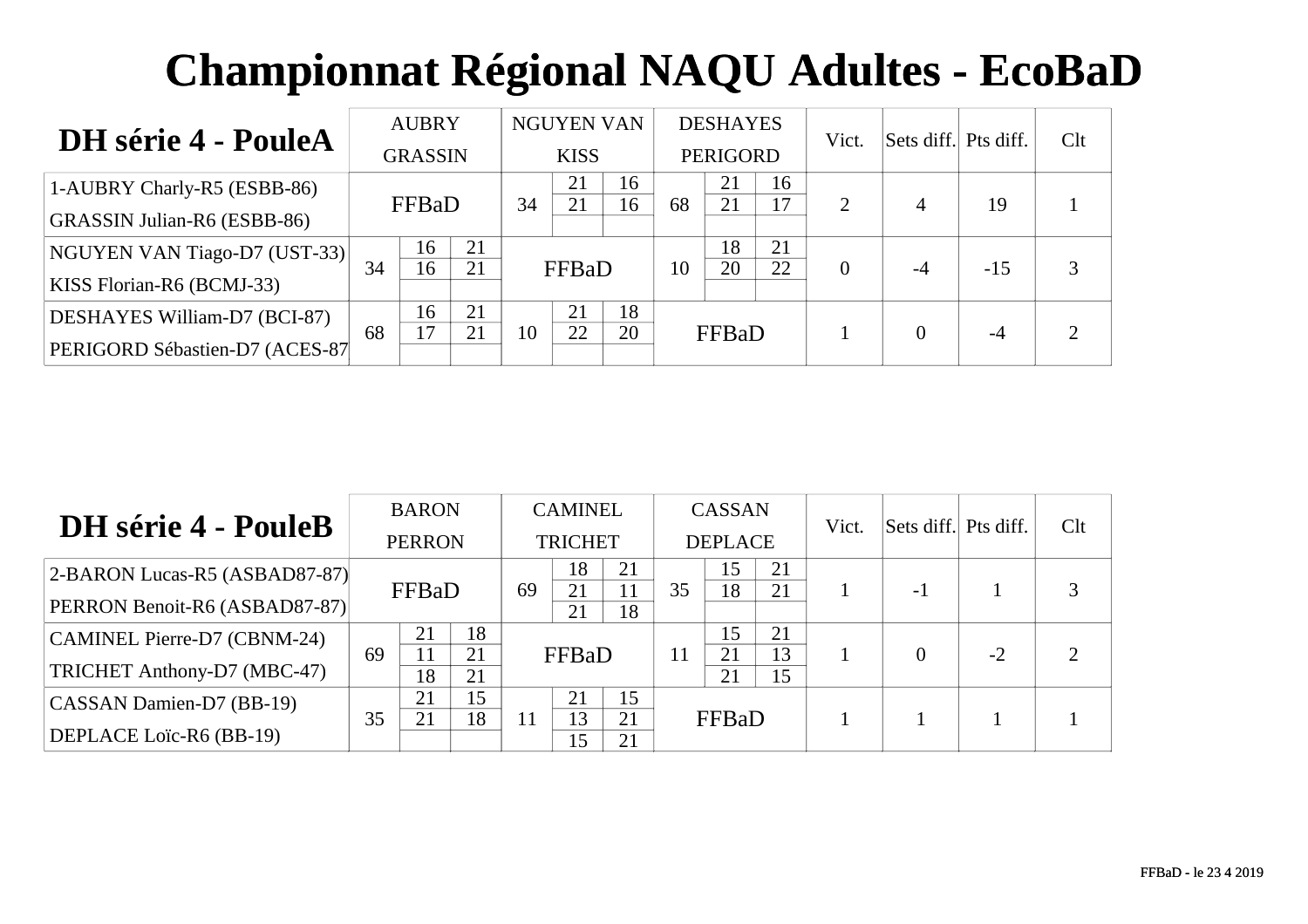# Championnat Régional NAQU Adultes - EcoBaD

## DH série 4 - PouleA

| DH série 4 - PouleA | AUBRY GRASSIN | | | NGUYEN VAN KISS | | | DESHAYES PERIGORD | | | Vict. | Sets diff. | Pts diff. | Clt |
|---|---|---|---|---|---|---|---|---|---|---|---|---|---|
| 1-AUBRY Charly-R5 (ESBB-86) GRASSIN Julian-R6 (ESBB-86) | FFBaD | | | 34 | 21 / 21 | 16 / 16 | 68 | 21 / 21 | 16 / 17 | 2 | 4 | 19 | 1 |
| NGUYEN VAN Tiago-D7 (UST-33) KISS Florian-R6 (BCMJ-33) | 34 | 16 / 16 | 21 / 21 | FFBaD | | | 10 | 18 / 20 | 21 / 22 | 0 | -4 | -15 | 3 |
| DESHAYES William-D7 (BCI-87) PERIGORD Sébastien-D7 (ACES-87 | 68 | 16 / 17 | 21 / 21 | 10 | 21 / 22 | 18 / 20 | FFBaD | | | 1 | 0 | -4 | 2 |

## DH série 4 - PouleB

| DH série 4 - PouleB | BARON PERRON | | | CAMINEL TRICHET | | | CASSAN DEPLACE | | | Vict. | Sets diff. | Pts diff. | Clt |
|---|---|---|---|---|---|---|---|---|---|---|---|---|---|
| 2-BARON Lucas-R5 (ASBAD87-87) PERRON Benoit-R6 (ASBAD87-87) | FFBaD | | | 69 | 18 / 21 / 21 | 21 / 11 / 18 | 35 | 15 / 18 | 21 / 21 | 1 | -1 | 1 | 3 |
| CAMINEL Pierre-D7 (CBNM-24) TRICHET Anthony-D7 (MBC-47) | 69 | 21 / 11 / 18 | 18 / 21 / 21 | FFBaD | | | 11 | 15 / 21 / 21 | 21 / 13 / 15 | 1 | 0 | -2 | 2 |
| CASSAN Damien-D7 (BB-19) DEPLACE Loïc-R6 (BB-19) | 35 | 21 / 21 | 15 / 18 | 11 | 21 / 13 / 15 | 15 / 21 / 21 | FFBaD | | | 1 | 1 | 1 | 1 |

FFBaD - le 23 4 2019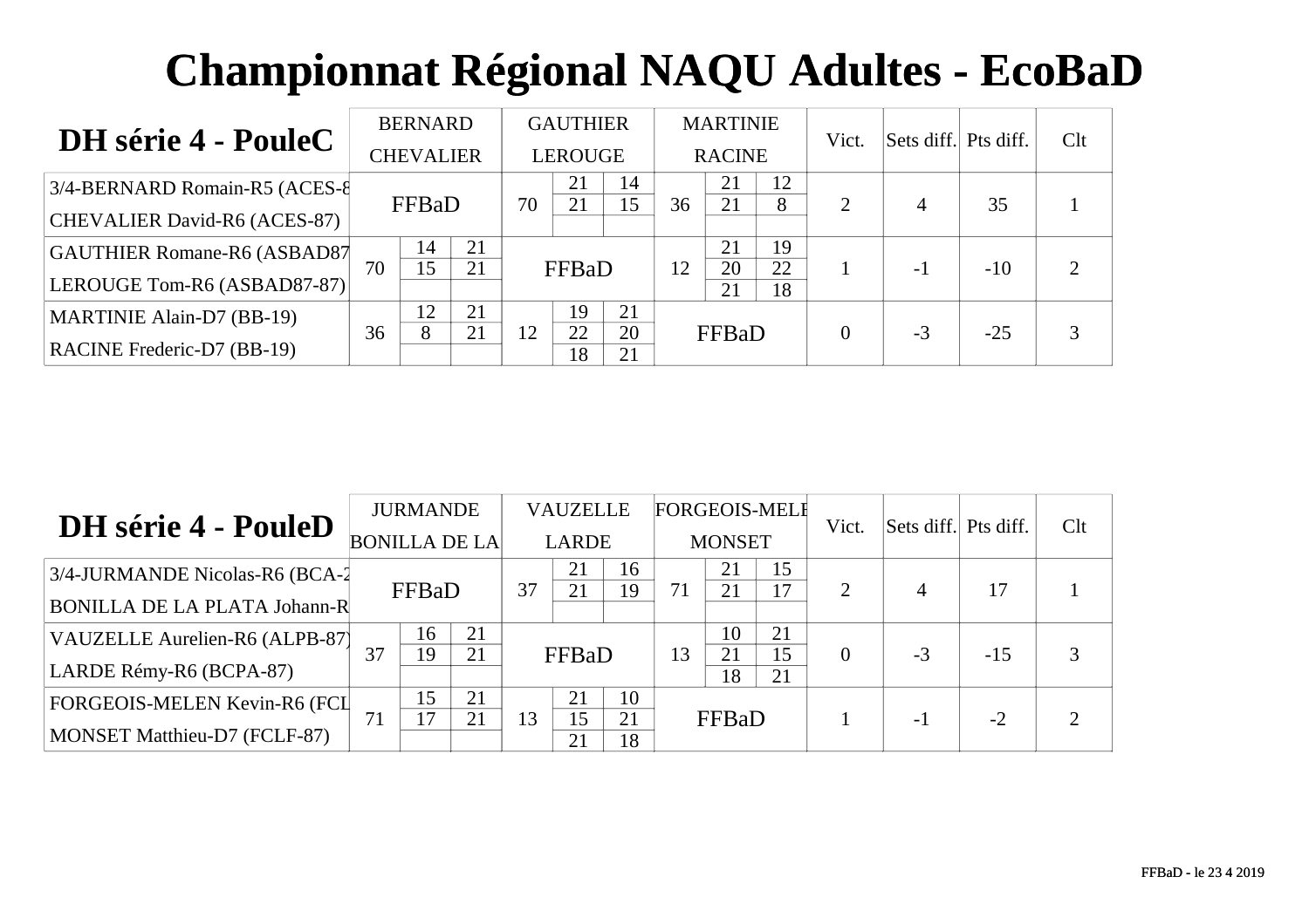# Championnat Régional NAQU Adultes - EcoBaD

## DH série 4 - PouleC

| DH série 4 - PouleC | BERNARD CHEVALIER | | | GAUTHIER LEROUGE | | | MARTINIE RACINE | | | Vict. | Sets diff. | Pts diff. | Clt |
|---|---|---|---|---|---|---|---|---|---|---|---|---|---|
| 3/4-BERNARD Romain-R5 (ACES-8 CHEVALIER David-R6 (ACES-87) | FFBaD | | | 70 | 21 / 21 / | 14 / 15 / | 36 | 21 / 21 / | 12 / 8 / | 2 | 4 | 35 | 1 |
| GAUTHIER Romane-R6 (ASBAD87 LEROUGE Tom-R6 (ASBAD87-87) | 70 | 14 / 15 / | 21 / 21 / | FFBaD | | | 12 | 21 / 20 / 21 | 19 / 22 / 18 | 1 | -1 | -10 | 2 |
| MARTINIE Alain-D7 (BB-19) RACINE Frederic-D7 (BB-19) | 36 | 12 / 8 / | 21 / 21 / | 12 | 19 / 22 / 18 | 21 / 20 / 21 | FFBaD | | | 0 | -3 | -25 | 3 |

## DH série 4 - PouleD

| DH série 4 - PouleD | JURMANDE BONILLA DE LA | | | VAUZELLE LARDE | | | FORGEOIS-MELE MONSET | | | Vict. | Sets diff. | Pts diff. | Clt |
|---|---|---|---|---|---|---|---|---|---|---|---|---|---|
| 3/4-JURMANDE Nicolas-R6 (BCA-2 BONILLA DE LA PLATA Johann-R | FFBaD | | | 37 | 21 / 21 / | 16 / 19 / | 71 | 21 / 21 / | 15 / 17 / | 2 | 4 | 17 | 1 |
| VAUZELLE Aurelien-R6 (ALPB-87) LARDE Rémy-R6 (BCPA-87) | 37 | 16 / 19 / | 21 / 21 / | FFBaD | | | 13 | 10 / 21 / 18 | 21 / 15 / 21 | 0 | -3 | -15 | 3 |
| FORGEOIS-MELEN Kevin-R6 (FCL MONSET Matthieu-D7 (FCLF-87) | 71 | 15 / 17 / | 21 / 21 / | 13 | 21 / 15 / 21 | 10 / 21 / 18 | FFBaD | | | 1 | -1 | -2 | 2 |

FFBaD - le 23 4 2019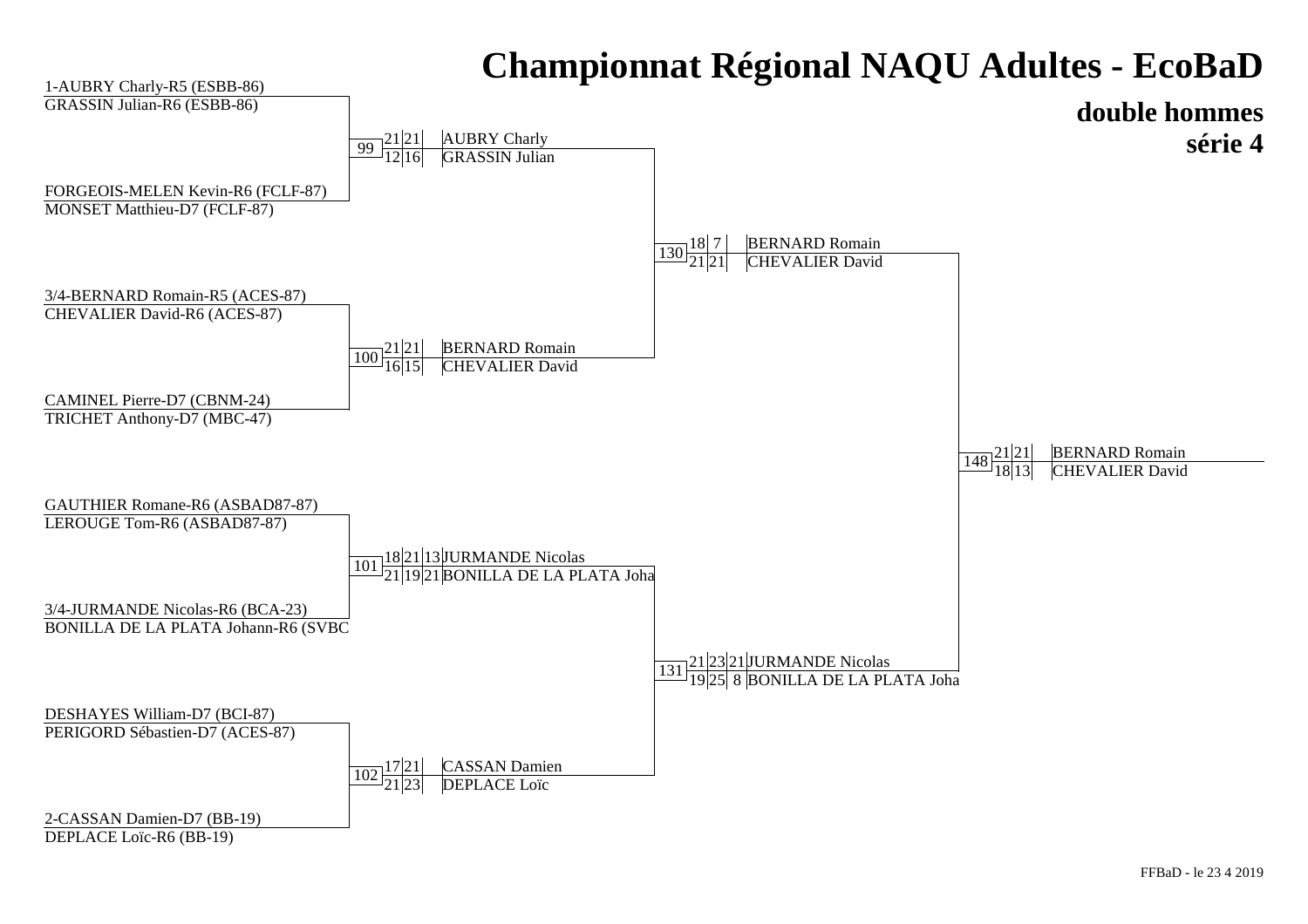# Championnat Régional NAQU Adultes - EcoBaD

## double hommes

## série 4

### Premier tour

| Match | Équipe 1 | Équipe 2 | Scores | Vainqueurs |
| --- | --- | --- | --- | --- |
| 99 | 1-AUBRY Charly-R5 (ESBB-86) / GRASSIN Julian-R6 (ESBB-86) | FORGEOIS-MELEN Kevin-R6 (FCLF-87) / MONSET Matthieu-D7 (FCLF-87) | 21-12, 21-16 | AUBRY Charly / GRASSIN Julian |
| 100 | 3/4-BERNARD Romain-R5 (ACES-87) / CHEVALIER David-R6 (ACES-87) | CAMINEL Pierre-D7 (CBNM-24) / TRICHET Anthony-D7 (MBC-47) | 21-16, 21-15 | BERNARD Romain / CHEVALIER David |
| 101 | GAUTHIER Romane-R6 (ASBAD87-87) / LEROUGE Tom-R6 (ASBAD87-87) | 3/4-JURMANDE Nicolas-R6 (BCA-23) / BONILLA DE LA PLATA Johann-R6 (SVBC | 18-21, 21-19, 13-21 | JURMANDE Nicolas / BONILLA DE LA PLATA Joha |
| 102 | DESHAYES William-D7 (BCI-87) / PERIGORD Sébastien-D7 (ACES-87) | 2-CASSAN Damien-D7 (BB-19) / DEPLACE Loïc-R6 (BB-19) | 17-21, 21-23 | CASSAN Damien / DEPLACE Loïc |

### Demi-finales

| Match | Scores | Vainqueurs |
| --- | --- | --- |
| 130 | 18-21, 7-21 | BERNARD Romain / CHEVALIER David |
| 131 | 21-19, 23-25, 21-8 | JURMANDE Nicolas / BONILLA DE LA PLATA Joha |

### Finale

| Match | Scores | Vainqueurs |
| --- | --- | --- |
| 148 | 21-18, 21-13 | BERNARD Romain / CHEVALIER David |

FFBaD - le 23 4 2019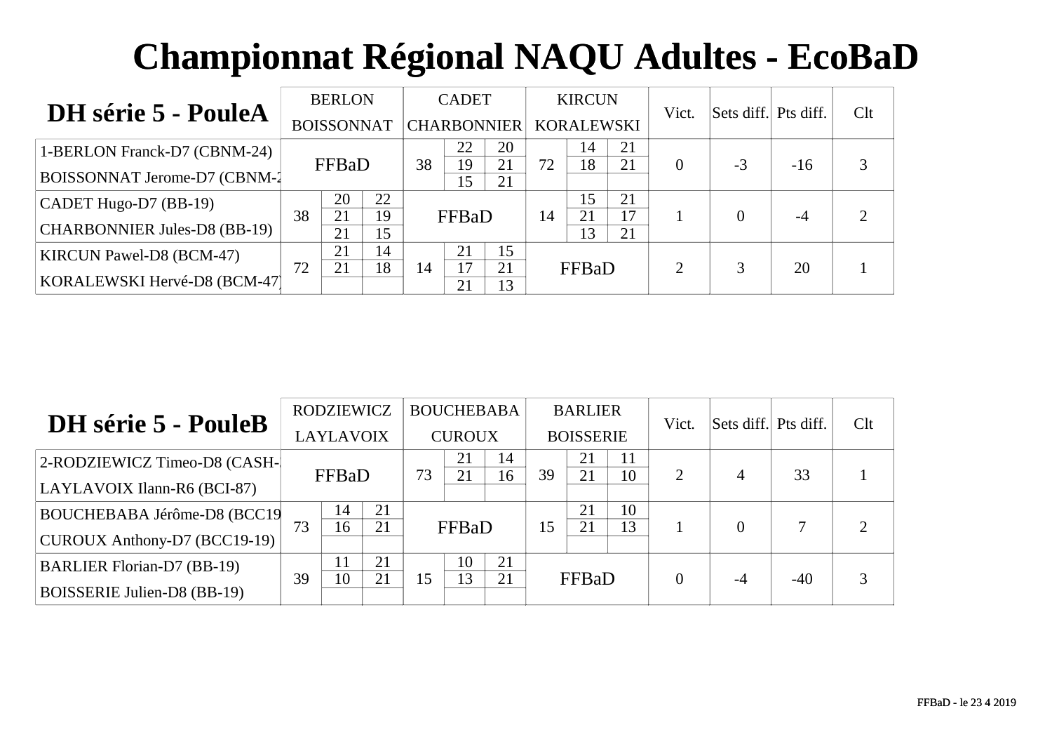# Championnat Régional NAQU Adultes - EcoBaD

## DH série 5 - PouleA

| DH série 5 - PouleA | BERLON BOISSONNAT | | | CADET CHARBONNIER | | | KIRCUN KORALEWSKI | | | Vict. | Sets diff. | Pts diff. | Clt |
|---|---|---|---|---|---|---|---|---|---|---|---|---|---|
| 1-BERLON Franck-D7 (CBNM-24) BOISSONNAT Jerome-D7 (CBNM-2 | FFBaD | | | 38 | 22 | 20 | 72 | 14 | 21 | 0 | -3 | -16 | 3 |
| | | | | | 19 | 21 | | 18 | 21 | | | | |
| | | | | | 15 | 21 | | | | | | | |
| CADET Hugo-D7 (BB-19) CHARBONNIER Jules-D8 (BB-19) | 38 | 20 | 22 | FFBaD | | | 14 | 15 | 21 | 1 | 0 | -4 | 2 |
| | | 21 | 19 | | | | | 21 | 17 | | | | |
| | | 21 | 15 | | | | | 13 | 21 | | | | |
| KIRCUN Pawel-D8 (BCM-47) KORALEWSKI Hervé-D8 (BCM-47) | 72 | 21 | 14 | 14 | 21 | 15 | FFBaD | | | 2 | 3 | 20 | 1 |
| | | 21 | 18 | | 17 | 21 | | | | | | | |
| | | | | | 21 | 13 | | | | | | | |

## DH série 5 - PouleB

| DH série 5 - PouleB | RODZIEWICZ LAYLAVOIX | | | BOUCHEBABA CUROUX | | | BARLIER BOISSERIE | | | Vict. | Sets diff. | Pts diff. | Clt |
|---|---|---|---|---|---|---|---|---|---|---|---|---|---|
| 2-RODZIEWICZ Timeo-D8 (CASH- LAYLAVOIX Ilann-R6 (BCI-87) | FFBaD | | | 73 | 21 | 14 | 39 | 21 | 11 | 2 | 4 | 33 | 1 |
| | | | | | 21 | 16 | | 21 | 10 | | | | |
| | | | | | | | | | | | | | |
| BOUCHEBABA Jérôme-D8 (BCC19 CUROUX Anthony-D7 (BCC19-19) | 73 | 14 | 21 | FFBaD | | | 15 | 21 | 10 | 1 | 0 | 7 | 2 |
| | | 16 | 21 | | | | | 21 | 13 | | | | |
| | | | | | | | | | | | | | |
| BARLIER Florian-D7 (BB-19) BOISSERIE Julien-D8 (BB-19) | 39 | 11 | 21 | 15 | 10 | 21 | FFBaD | | | 0 | -4 | -40 | 3 |
| | | 10 | 21 | | 13 | 21 | | | | | | | |
| | | | | | | | | | | | | | |

FFBaD - le 23 4 2019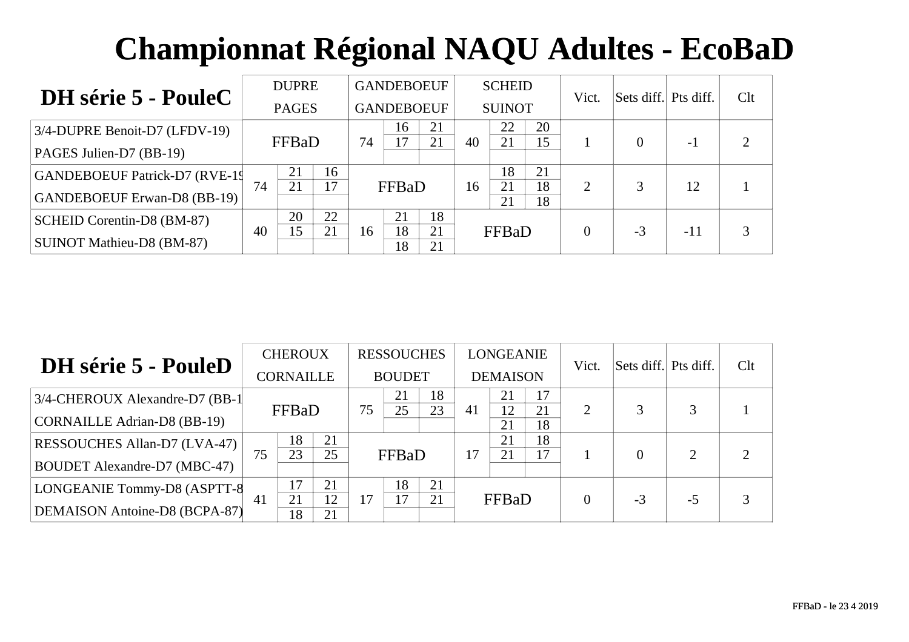# Championnat Régional NAQU Adultes - EcoBaD

| DH série 5 - PouleC | DUPRE / PAGES | | | GANDEBOEUF / GANDEBOEUF | | | SCHEID / SUINOT | | | Vict. | Sets diff. | Pts diff. | Clt |
|---|---|---|---|---|---|---|---|---|---|---|---|---|---|
| 3/4-DUPRE Benoit-D7 (LFDV-19) / PAGES Julien-D7 (BB-19) | FFBaD | | | 74 | 16 / 17 | 21 / 21 | 40 | 22 / 21 | 20 / 15 | 1 | 0 | -1 | 2 |
| GANDEBOEUF Patrick-D7 (RVE-19 / GANDEBOEUF Erwan-D8 (BB-19) | 74 | 21 / 21 | 16 / 17 | FFBaD | | | 16 | 18 / 21 / 21 | 21 / 18 / 18 | 2 | 3 | 12 | 1 |
| SCHEID Corentin-D8 (BM-87) / SUINOT Mathieu-D8 (BM-87) | 40 | 20 / 15 | 22 / 21 | 16 | 21 / 18 / 18 | 18 / 21 / 21 | FFBaD | | | 0 | -3 | -11 | 3 |

| DH série 5 - PouleD | CHEROUX / CORNAILLE | | | RESSOUCHES / BOUDET | | | LONGEANIE / DEMAISON | | | Vict. | Sets diff. | Pts diff. | Clt |
|---|---|---|---|---|---|---|---|---|---|---|---|---|---|
| 3/4-CHEROUX Alexandre-D7 (BB-1 / CORNAILLE Adrian-D8 (BB-19) | FFBaD | | | 75 | 21 / 25 | 18 / 23 | 41 | 21 / 12 / 21 | 17 / 21 / 18 | 2 | 3 | 3 | 1 |
| RESSOUCHES Allan-D7 (LVA-47) / BOUDET Alexandre-D7 (MBC-47) | 75 | 18 / 23 | 21 / 25 | FFBaD | | | 17 | 21 / 21 | 18 / 17 | 1 | 0 | 2 | 2 |
| LONGEANIE Tommy-D8 (ASPTT-8 / DEMAISON Antoine-D8 (BCPA-87) | 41 | 17 / 21 / 18 | 21 / 12 / 21 | 17 | 18 / 17 | 21 / 21 | FFBaD | | | 0 | -3 | -5 | 3 |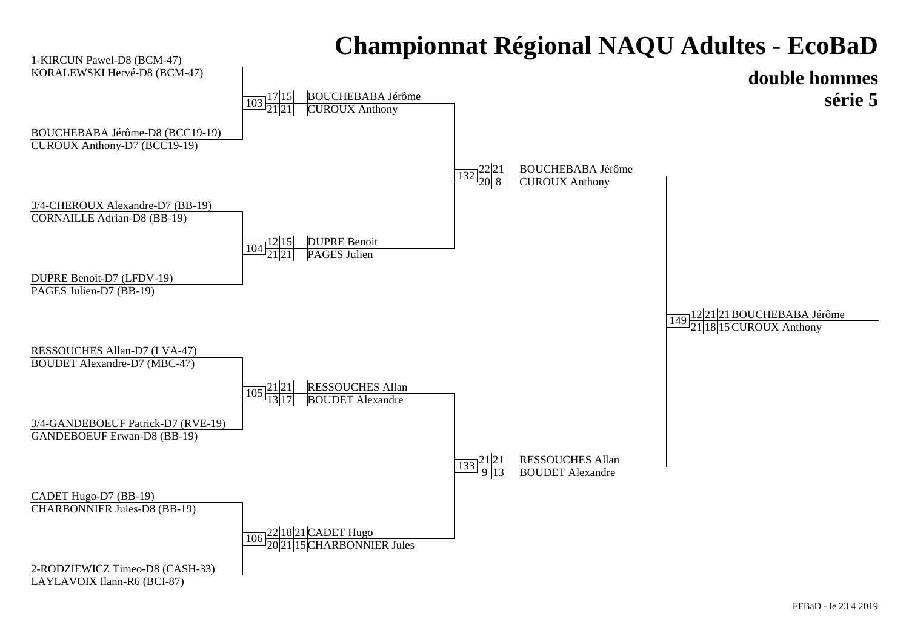# Championnat Régional NAQU Adultes - EcoBaD

## double hommes
## série 5

### Premier tour

**Match 103**
- 1-KIRCUN Pawel-D8 (BCM-47) / KORALEWSKI Hervé-D8 (BCM-47)
- BOUCHEBABA Jérôme-D8 (BCC19-19) / CUROUX Anthony-D7 (BCC19-19)

Vainqueurs : BOUCHEBABA Jérôme / CUROUX Anthony (17-21, 15-21)

**Match 104**
- 3/4-CHEROUX Alexandre-D7 (BB-19) / CORNAILLE Adrian-D8 (BB-19)
- DUPRE Benoit-D7 (LFDV-19) / PAGES Julien-D7 (BB-19)

Vainqueurs : DUPRE Benoit / PAGES Julien (12-21, 15-21)

**Match 105**
- RESSOUCHES Allan-D7 (LVA-47) / BOUDET Alexandre-D7 (MBC-47)
- 3/4-GANDEBOEUF Patrick-D7 (RVE-19) / GANDEBOEUF Erwan-D8 (BB-19)

Vainqueurs : RESSOUCHES Allan / BOUDET Alexandre (21-13, 21-17)

**Match 106**
- CADET Hugo-D7 (BB-19) / CHARBONNIER Jules-D8 (BB-19)
- 2-RODZIEWICZ Timeo-D8 (CASH-33) / LAYLAVOIX Ilann-R6 (BCI-87)

Vainqueurs : CADET Hugo / CHARBONNIER Jules (22-20, 18-21, 21-15)

### Demi-finales

**Match 132** : BOUCHEBABA Jérôme / CUROUX Anthony (22-20, 21-8)

**Match 133** : RESSOUCHES Allan / BOUDET Alexandre (21-9, 21-13)

### Finale

**Match 149** : BOUCHEBABA Jérôme / CUROUX Anthony (12-21, 21-18, 21-15)

FFBaD - le 23 4 2019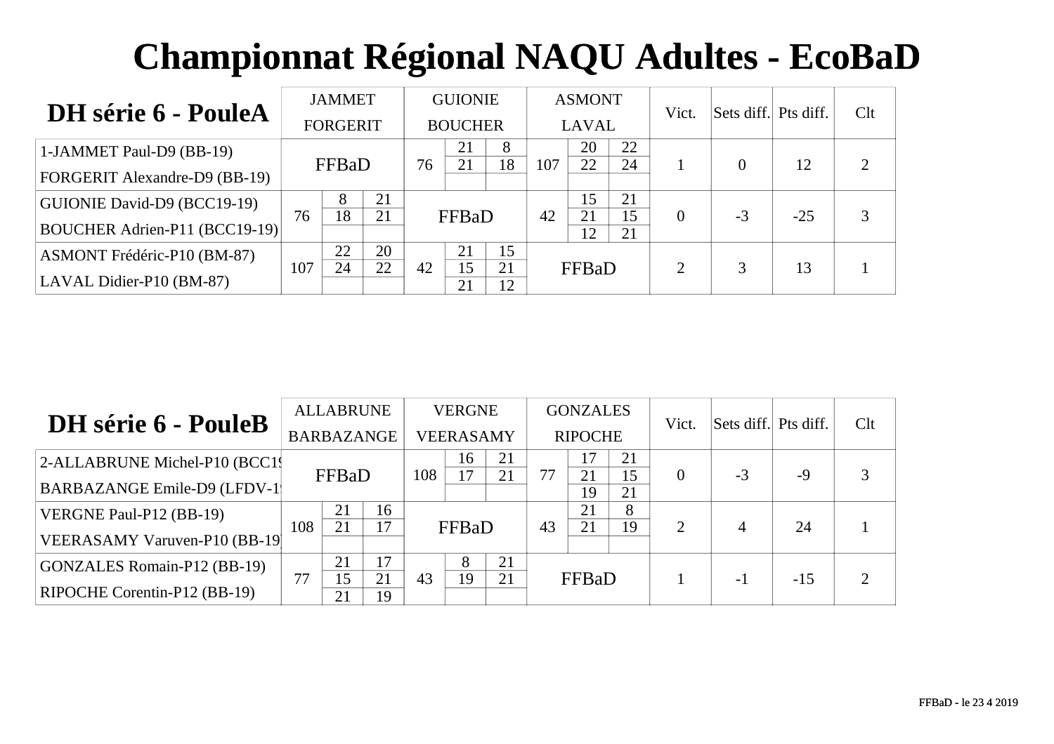# Championnat Régional NAQU Adultes - EcoBaD

## DH série 6 - PouleA

| DH série 6 - PouleA | JAMMET FORGERIT | | | GUIONIE BOUCHER | | | ASMONT LAVAL | | | Vict. | Sets diff. | Pts diff. | Clt |
|---|---|---|---|---|---|---|---|---|---|---|---|---|---|
| 1-JAMMET Paul-D9 (BB-19) FORGERIT Alexandre-D9 (BB-19) | FFBaD | | | 76 | 21 | 8 | 107 | 20 | 22 | 1 | 0 | 12 | 2 |
| | | | | | 21 | 18 | | 22 | 24 | | | | |
| | | | | | | | | | | | | | |
| GUIONIE David-D9 (BCC19-19) BOUCHER Adrien-P11 (BCC19-19) | 76 | 8 | 21 | FFBaD | | | 42 | 15 | 21 | 0 | -3 | -25 | 3 |
| | | 18 | 21 | | | | | 21 | 15 | | | | |
| | | | | | | | | 12 | 21 | | | | |
| ASMONT Frédéric-P10 (BM-87) LAVAL Didier-P10 (BM-87) | 107 | 22 | 20 | 42 | 21 | 15 | FFBaD | | | 2 | 3 | 13 | 1 |
| | | 24 | 22 | | 15 | 21 | | | | | | | |
| | | | | | 21 | 12 | | | | | | | |

## DH série 6 - PouleB

| DH série 6 - PouleB | ALLABRUNE BARBAZANGE | | | VERGNE VEERASAMY | | | GONZALES RIPOCHE | | | Vict. | Sets diff. | Pts diff. | Clt |
|---|---|---|---|---|---|---|---|---|---|---|---|---|---|
| 2-ALLABRUNE Michel-P10 (BCC19 BARBAZANGE Emile-D9 (LFDV-19 | FFBaD | | | 108 | 16 | 21 | 77 | 17 | 21 | 0 | -3 | -9 | 3 |
| | | | | | 17 | 21 | | 21 | 15 | | | | |
| | | | | | | | | 19 | 21 | | | | |
| VERGNE Paul-P12 (BB-19) VEERASAMY Varuven-P10 (BB-19) | 108 | 21 | 16 | FFBaD | | | 43 | 21 | 8 | 2 | 4 | 24 | 1 |
| | | 21 | 17 | | | | | 21 | 19 | | | | |
| | | | | | | | | | | | | | |
| GONZALES Romain-P12 (BB-19) RIPOCHE Corentin-P12 (BB-19) | 77 | 21 | 17 | 43 | 8 | 21 | FFBaD | | | 1 | -1 | -15 | 2 |
| | | 15 | 21 | | 19 | 21 | | | | | | | |
| | | 21 | 19 | | | | | | | | | | |

FFBaD - le 23 4 2019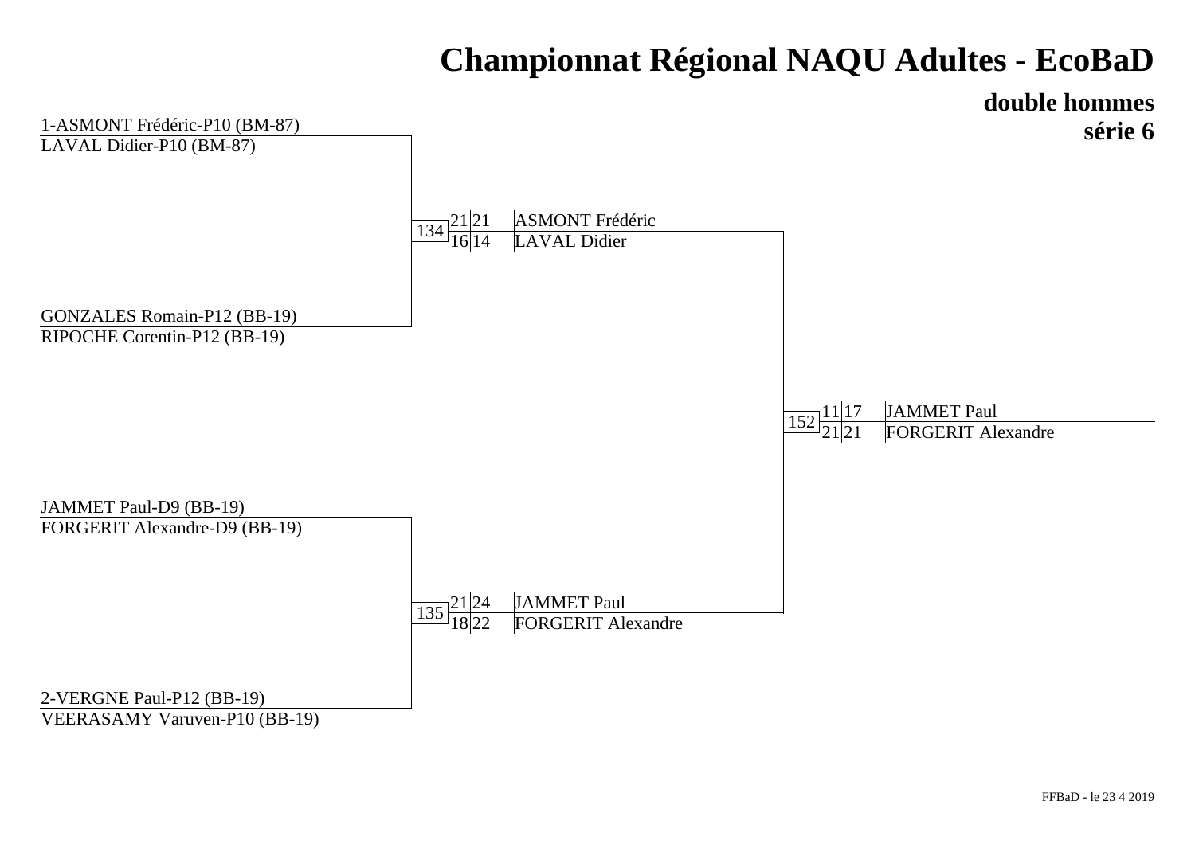# Championnat Régional NAQU Adultes - EcoBaD

## double hommes
## série 6

1-ASMONT Frédéric-P10 (BM-87)
LAVAL Didier-P10 (BM-87)

134 | 21 | 21 | ASMONT Frédéric
 | 16 | 14 | LAVAL Didier

GONZALES Romain-P12 (BB-19)
RIPOCHE Corentin-P12 (BB-19)

152 | 11 | 17 | JAMMET Paul
 | 21 | 21 | FORGERIT Alexandre

JAMMET Paul-D9 (BB-19)
FORGERIT Alexandre-D9 (BB-19)

135 | 21 | 24 | JAMMET Paul
 | 18 | 22 | FORGERIT Alexandre

2-VERGNE Paul-P12 (BB-19)
VEERASAMY Varuven-P10 (BB-19)

FFBaD - le 23 4 2019